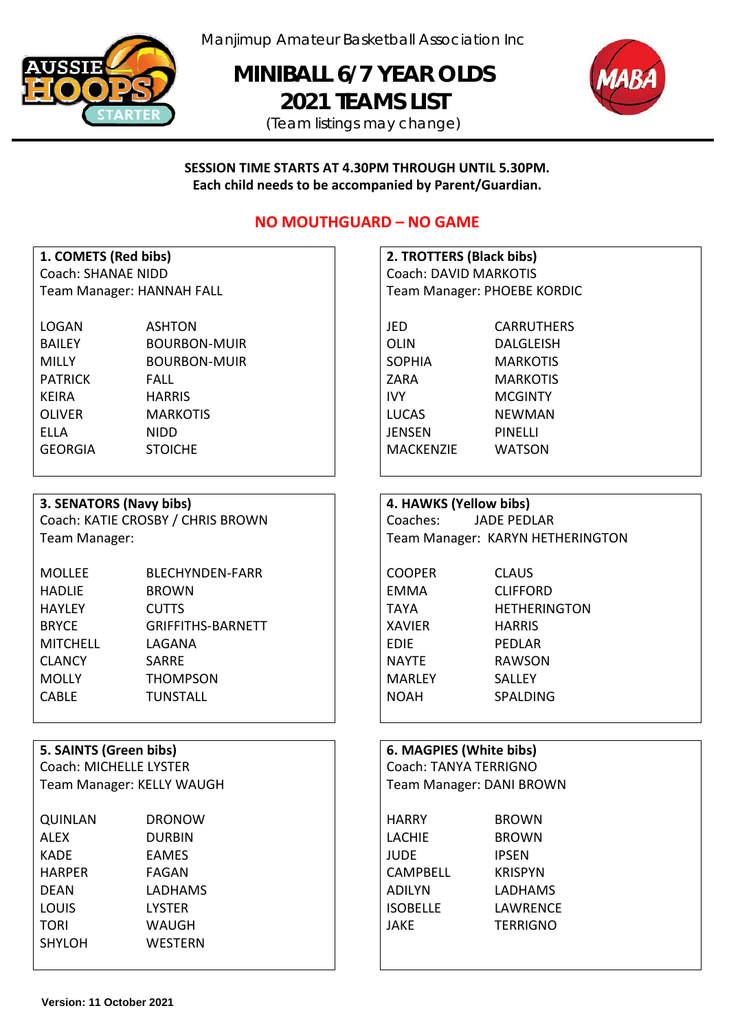Manjimup Amateur Basketball Association Inc

# MINIBALL 6/7 YEAR OLDS 2021 TEAMS LIST

(Team listings may change)

**SESSION TIME STARTS AT 4.30PM THROUGH UNTIL 5.30PM.**
**Each child needs to be accompanied by Parent/Guardian.**

**NO MOUTHGUARD – NO GAME**

### 1. COMETS (Red bibs)

Coach: SHANAE NIDD
Team Manager: HANNAH FALL

| | |
|---|---|
| LOGAN | ASHTON |
| BAILEY | BOURBON-MUIR |
| MILLY | BOURBON-MUIR |
| PATRICK | FALL |
| KEIRA | HARRIS |
| OLIVER | MARKOTIS |
| ELLA | NIDD |
| GEORGIA | STOICHE |

### 2. TROTTERS (Black bibs)

Coach: DAVID MARKOTIS
Team Manager: PHOEBE KORDIC

| | |
|---|---|
| JED | CARRUTHERS |
| OLIN | DALGLEISH |
| SOPHIA | MARKOTIS |
| ZARA | MARKOTIS |
| IVY | MCGINTY |
| LUCAS | NEWMAN |
| JENSEN | PINELLI |
| MACKENZIE | WATSON |

### 3. SENATORS (Navy bibs)

Coach: KATIE CROSBY / CHRIS BROWN
Team Manager:

| | |
|---|---|
| MOLLEE | BLECHYNDEN-FARR |
| HADLIE | BROWN |
| HAYLEY | CUTTS |
| BRYCE | GRIFFITHS-BARNETT |
| MITCHELL | LAGANA |
| CLANCY | SARRE |
| MOLLY | THOMPSON |
| CABLE | TUNSTALL |

### 4. HAWKS (Yellow bibs)

Coaches: JADE PEDLAR
Team Manager: KARYN HETHERINGTON

| | |
|---|---|
| COOPER | CLAUS |
| EMMA | CLIFFORD |
| TAYA | HETHERINGTON |
| XAVIER | HARRIS |
| EDIE | PEDLAR |
| NAYTE | RAWSON |
| MARLEY | SALLEY |
| NOAH | SPALDING |

### 5. SAINTS (Green bibs)

Coach: MICHELLE LYSTER
Team Manager: KELLY WAUGH

| | |
|---|---|
| QUINLAN | DRONOW |
| ALEX | DURBIN |
| KADE | EAMES |
| HARPER | FAGAN |
| DEAN | LADHAMS |
| LOUIS | LYSTER |
| TORI | WAUGH |
| SHYLOH | WESTERN |

### 6. MAGPIES (White bibs)

Coach: TANYA TERRIGNO
Team Manager: DANI BROWN

| | |
|---|---|
| HARRY | BROWN |
| LACHIE | BROWN |
| JUDE | IPSEN |
| CAMPBELL | KRISPYN |
| ADILYN | LADHAMS |
| ISOBELLE | LAWRENCE |
| JAKE | TERRIGNO |

**Version: 11 October 2021**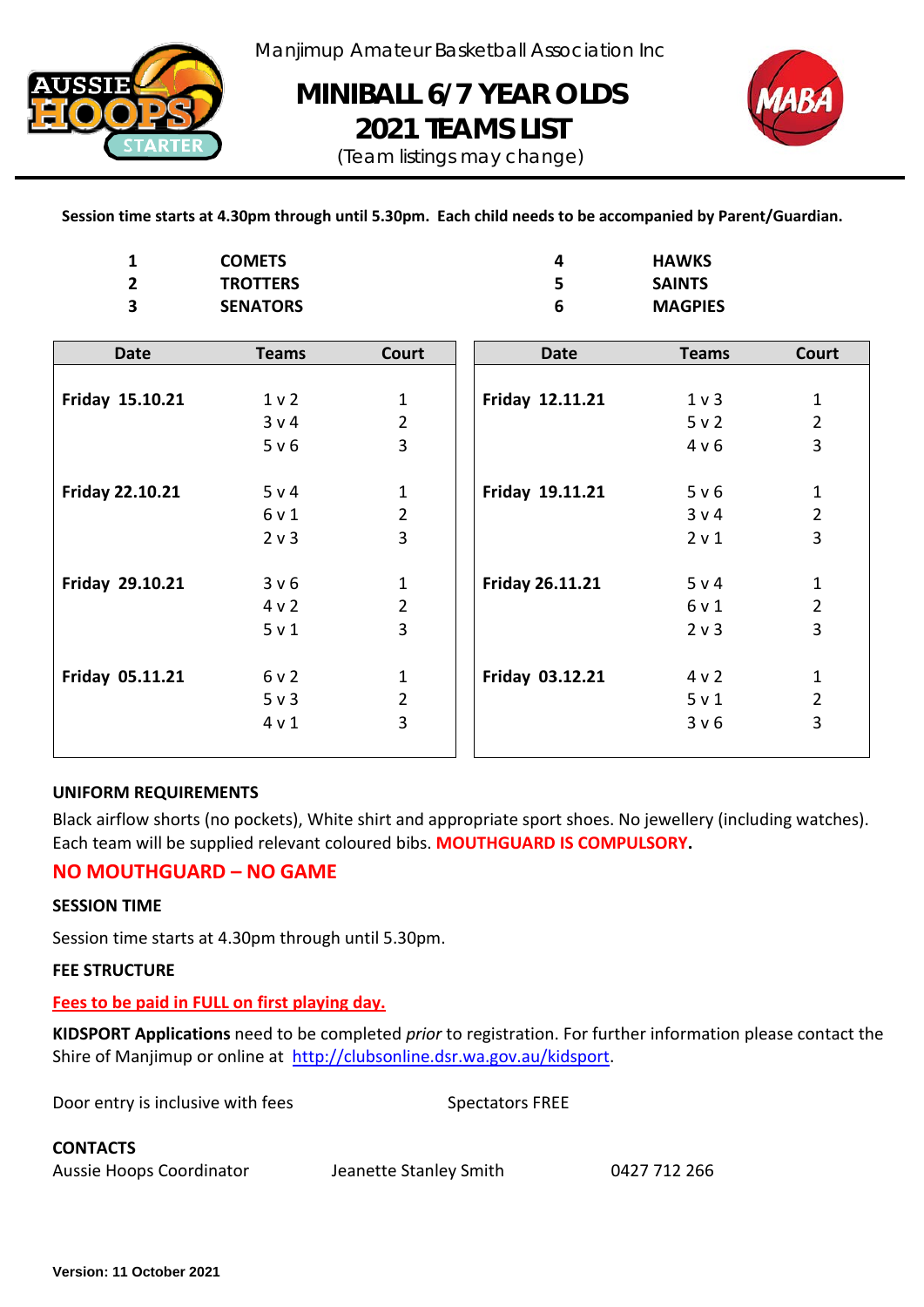Manjimup Amateur Basketball Association Inc

# MINIBALL 6/7 YEAR OLDS
# 2021 TEAMS LIST

(Team listings may change)

**Session time starts at 4.30pm through until 5.30pm. Each child needs to be accompanied by Parent/Guardian.**

| | | | |
|---|---|---|---|
| **1** | **COMETS** | **4** | **HAWKS** |
| **2** | **TROTTERS** | **5** | **SAINTS** |
| **3** | **SENATORS** | **6** | **MAGPIES** |

| Date | Teams | Court |
|---|---|---|
| **Friday 15.10.21** | 1 v 2 | 1 |
| | 3 v 4 | 2 |
| | 5 v 6 | 3 |
| **Friday 22.10.21** | 5 v 4 | 1 |
| | 6 v 1 | 2 |
| | 2 v 3 | 3 |
| **Friday 29.10.21** | 3 v 6 | 1 |
| | 4 v 2 | 2 |
| | 5 v 1 | 3 |
| **Friday 05.11.21** | 6 v 2 | 1 |
| | 5 v 3 | 2 |
| | 4 v 1 | 3 |
| **Friday 12.11.21** | 1 v 3 | 1 |
| | 5 v 2 | 2 |
| | 4 v 6 | 3 |
| **Friday 19.11.21** | 5 v 6 | 1 |
| | 3 v 4 | 2 |
| | 2 v 1 | 3 |
| **Friday 26.11.21** | 5 v 4 | 1 |
| | 6 v 1 | 2 |
| | 2 v 3 | 3 |
| **Friday 03.12.21** | 4 v 2 | 1 |
| | 5 v 1 | 2 |
| | 3 v 6 | 3 |

**UNIFORM REQUIREMENTS**

Black airflow shorts (no pockets), White shirt and appropriate sport shoes. No jewellery (including watches). Each team will be supplied relevant coloured bibs. **MOUTHGUARD IS COMPULSORY.**

**NO MOUTHGUARD – NO GAME**

**SESSION TIME**

Session time starts at 4.30pm through until 5.30pm.

**FEE STRUCTURE**

**Fees to be paid in FULL on first playing day.**

**KIDSPORT Applications** need to be completed *prior* to registration. For further information please contact the Shire of Manjimup or online at http://clubsonline.dsr.wa.gov.au/kidsport.

Door entry is inclusive with fees

Spectators FREE

**CONTACTS**

Aussie Hoops Coordinator Jeanette Stanley Smith 0427 712 266

**Version: 11 October 2021**